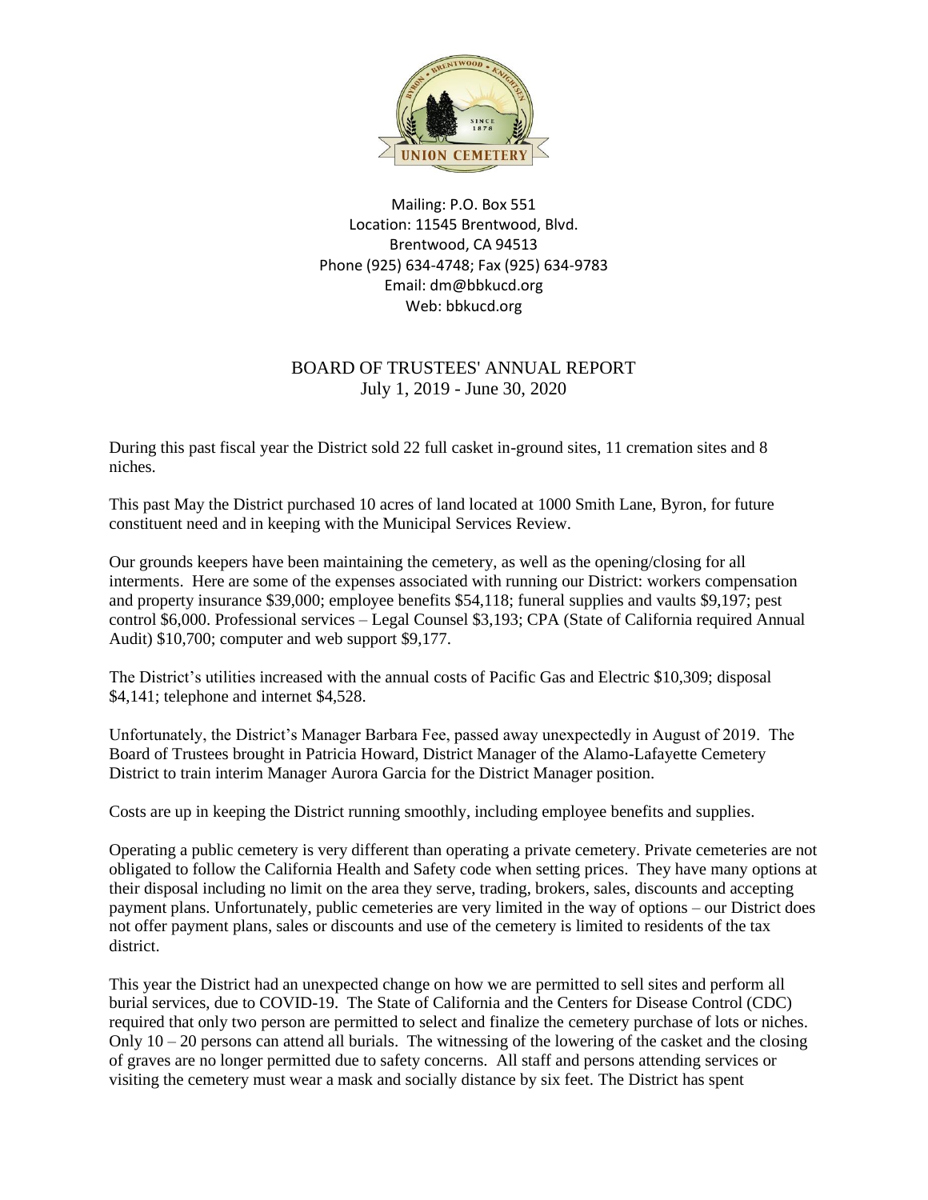Mailing: P.O. Box 551
Location: 11545 Brentwood, Blvd.
Brentwood, CA 94513
Phone (925) 634-4748; Fax (925) 634-9783
Email: dm@bbkucd.org
Web: bbkucd.org

# BOARD OF TRUSTEES' ANNUAL REPORT

July 1, 2019 - June 30, 2020

During this past fiscal year the District sold 22 full casket in-ground sites, 11 cremation sites and 8 niches.

This past May the District purchased 10 acres of land located at 1000 Smith Lane, Byron, for future constituent need and in keeping with the Municipal Services Review.

Our grounds keepers have been maintaining the cemetery, as well as the opening/closing for all interments. Here are some of the expenses associated with running our District: workers compensation and property insurance $39,000; employee benefits $54,118; funeral supplies and vaults $9,197; pest control $6,000. Professional services – Legal Counsel $3,193; CPA (State of California required Annual Audit) $10,700; computer and web support $9,177.

The District's utilities increased with the annual costs of Pacific Gas and Electric $10,309; disposal $4,141; telephone and internet $4,528.

Unfortunately, the District's Manager Barbara Fee, passed away unexpectedly in August of 2019. The Board of Trustees brought in Patricia Howard, District Manager of the Alamo-Lafayette Cemetery District to train interim Manager Aurora Garcia for the District Manager position.

Costs are up in keeping the District running smoothly, including employee benefits and supplies.

Operating a public cemetery is very different than operating a private cemetery. Private cemeteries are not obligated to follow the California Health and Safety code when setting prices. They have many options at their disposal including no limit on the area they serve, trading, brokers, sales, discounts and accepting payment plans. Unfortunately, public cemeteries are very limited in the way of options – our District does not offer payment plans, sales or discounts and use of the cemetery is limited to residents of the tax district.

This year the District had an unexpected change on how we are permitted to sell sites and perform all burial services, due to COVID-19. The State of California and the Centers for Disease Control (CDC) required that only two person are permitted to select and finalize the cemetery purchase of lots or niches. Only 10 – 20 persons can attend all burials. The witnessing of the lowering of the casket and the closing of graves are no longer permitted due to safety concerns. All staff and persons attending services or visiting the cemetery must wear a mask and socially distance by six feet. The District has spent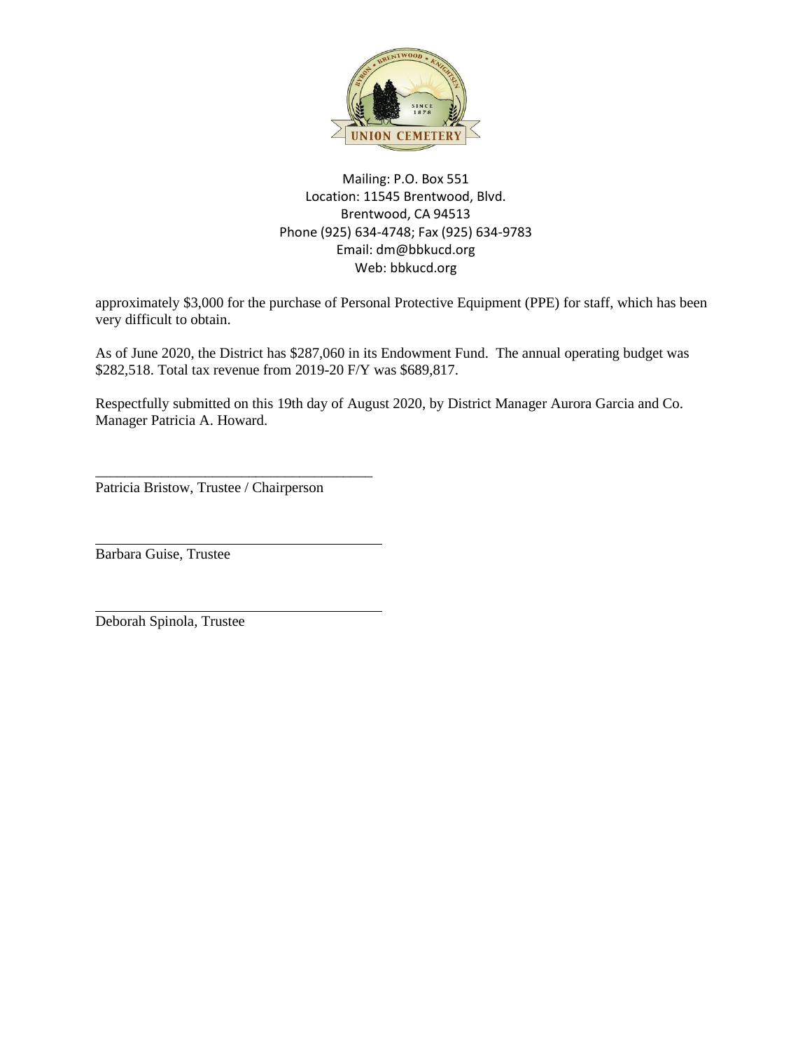Mailing: P.O. Box 551
Location: 11545 Brentwood, Blvd.
Brentwood, CA 94513
Phone (925) 634-4748; Fax (925) 634-9783
Email: dm@bbkucd.org
Web: bbkucd.org

approximately $3,000 for the purchase of Personal Protective Equipment (PPE) for staff, which has been very difficult to obtain.

As of June 2020, the District has $287,060 in its Endowment Fund. The annual operating budget was $282,518. Total tax revenue from 2019-20 F/Y was $689,817.

Respectfully submitted on this 19th day of August 2020, by District Manager Aurora Garcia and Co. Manager Patricia A. Howard.

_______________________________________
Patricia Bristow, Trustee / Chairperson

_______________________________________
Barbara Guise, Trustee

_______________________________________
Deborah Spinola, Trustee